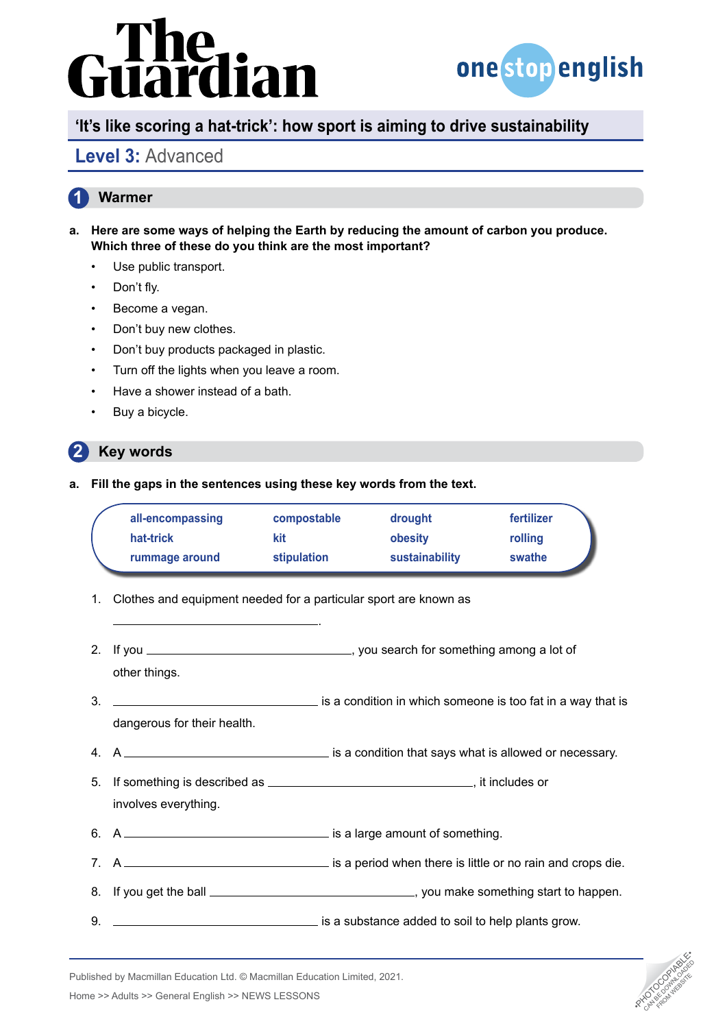# The Guardian

onestopenglish

## 'It's like scoring a hat-trick': how sport is aiming to drive sustainability

### Level 3: Advanced

## 1 Warmer

**a. Here are some ways of helping the Earth by reducing the amount of carbon you produce. Which three of these do you think are the most important?**

- Use public transport.
- Don't fly.
- Become a vegan.
- Don't buy new clothes.
- Don't buy products packaged in plastic.
- Turn off the lights when you leave a room.
- Have a shower instead of a bath.
- Buy a bicycle.

## 2 Key words

**a. Fill the gaps in the sentences using these key words from the text.**

| | | | |
|---|---|---|---|
| all-encompassing | compostable | drought | fertilizer |
| hat-trick | kit | obesity | rolling |
| rummage around | stipulation | sustainability | swathe |

1. Clothes and equipment needed for a particular sport are known as ______________________.
2. If you ______________________, you search for something among a lot of other things.
3. ______________________ is a condition in which someone is too fat in a way that is dangerous for their health.
4. A ______________________ is a condition that says what is allowed or necessary.
5. If something is described as ______________________, it includes or involves everything.
6. A ______________________ is a large amount of something.
7. A ______________________ is a period when there is little or no rain and crops die.
8. If you get the ball ______________________, you make something start to happen.
9. ______________________ is a substance added to soil to help plants grow.

Published by Macmillan Education Ltd. © Macmillan Education Limited, 2021.

Home >> Adults >> General English >> NEWS LESSONS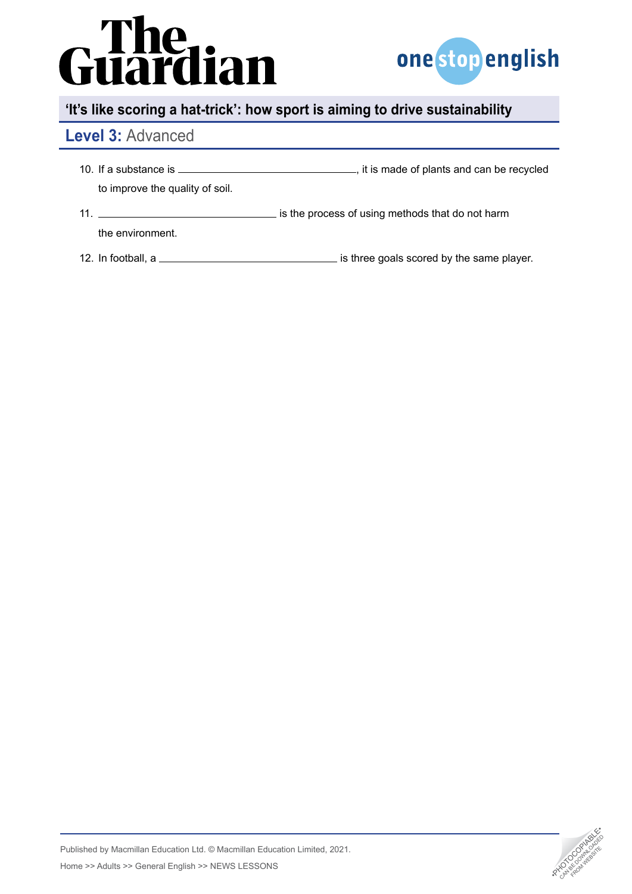10. If a substance is ______________________, it is made of plants and can be recycled to improve the quality of soil.
11. ______________________ is the process of using methods that do not harm the environment.
12. In football, a ______________________ is three goals scored by the same player.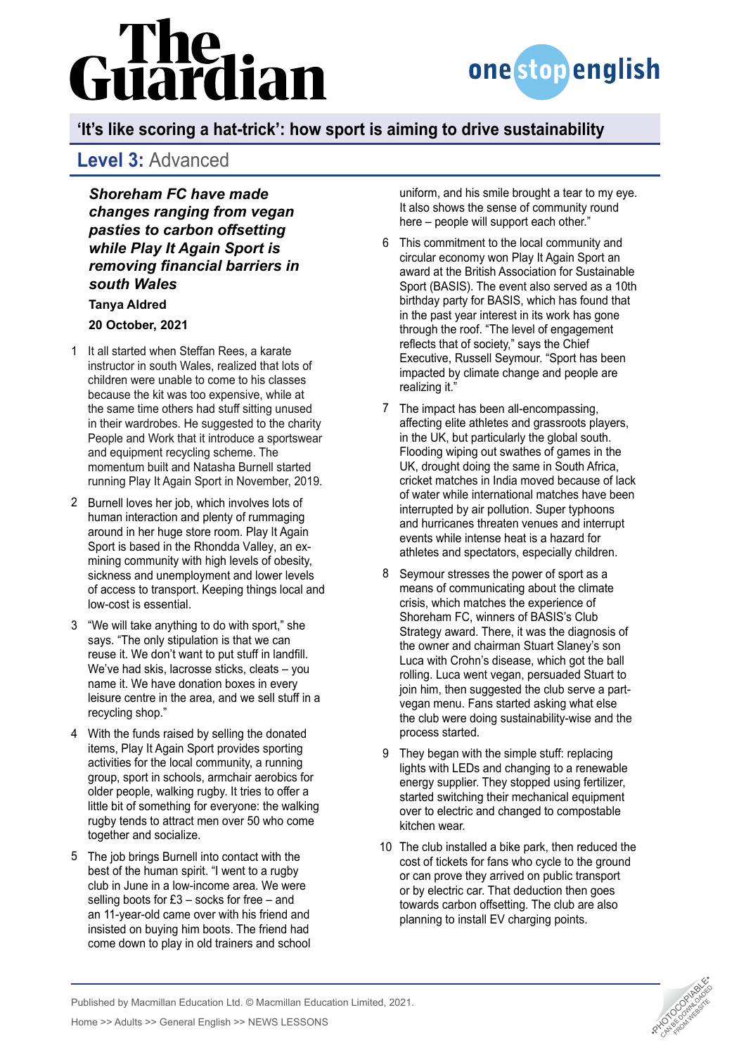## 'It's like scoring a hat-trick': how sport is aiming to drive sustainability

### Level 3: Advanced

***Shoreham FC have made changes ranging from vegan pasties to carbon offsetting while Play It Again Sport is removing financial barriers in south Wales***

**Tanya Aldred**

**20 October, 2021**

1. It all started when Steffan Rees, a karate instructor in south Wales, realized that lots of children were unable to come to his classes because the kit was too expensive, while at the same time others had stuff sitting unused in their wardrobes. He suggested to the charity People and Work that it introduce a sportswear and equipment recycling scheme. The momentum built and Natasha Burnell started running Play It Again Sport in November, 2019.

2. Burnell loves her job, which involves lots of human interaction and plenty of rummaging around in her huge store room. Play It Again Sport is based in the Rhondda Valley, an ex-mining community with high levels of obesity, sickness and unemployment and lower levels of access to transport. Keeping things local and low-cost is essential.

3. "We will take anything to do with sport," she says. "The only stipulation is that we can reuse it. We don't want to put stuff in landfill. We've had skis, lacrosse sticks, cleats – you name it. We have donation boxes in every leisure centre in the area, and we sell stuff in a recycling shop."

4. With the funds raised by selling the donated items, Play It Again Sport provides sporting activities for the local community, a running group, sport in schools, armchair aerobics for older people, walking rugby. It tries to offer a little bit of something for everyone: the walking rugby tends to attract men over 50 who come together and socialize.

5. The job brings Burnell into contact with the best of the human spirit. "I went to a rugby club in June in a low-income area. We were selling boots for £3 – socks for free – and an 11-year-old came over with his friend and insisted on buying him boots. The friend had come down to play in old trainers and school uniform, and his smile brought a tear to my eye. It also shows the sense of community round here – people will support each other."

6. This commitment to the local community and circular economy won Play It Again Sport an award at the British Association for Sustainable Sport (BASIS). The event also served as a 10th birthday party for BASIS, which has found that in the past year interest in its work has gone through the roof. "The level of engagement reflects that of society," says the Chief Executive, Russell Seymour. "Sport has been impacted by climate change and people are realizing it."

7. The impact has been all-encompassing, affecting elite athletes and grassroots players, in the UK, but particularly the global south. Flooding wiping out swathes of games in the UK, drought doing the same in South Africa, cricket matches in India moved because of lack of water while international matches have been interrupted by air pollution. Super typhoons and hurricanes threaten venues and interrupt events while intense heat is a hazard for athletes and spectators, especially children.

8. Seymour stresses the power of sport as a means of communicating about the climate crisis, which matches the experience of Shoreham FC, winners of BASIS's Club Strategy award. There, it was the diagnosis of the owner and chairman Stuart Slaney's son Luca with Crohn's disease, which got the ball rolling. Luca went vegan, persuaded Stuart to join him, then suggested the club serve a part-vegan menu. Fans started asking what else the club were doing sustainability-wise and the process started.

9. They began with the simple stuff: replacing lights with LEDs and changing to a renewable energy supplier. They stopped using fertilizer, started switching their mechanical equipment over to electric and changed to compostable kitchen wear.

10. The club installed a bike park, then reduced the cost of tickets for fans who cycle to the ground or can prove they arrived on public transport or by electric car. That deduction then goes towards carbon offsetting. The club are also planning to install EV charging points.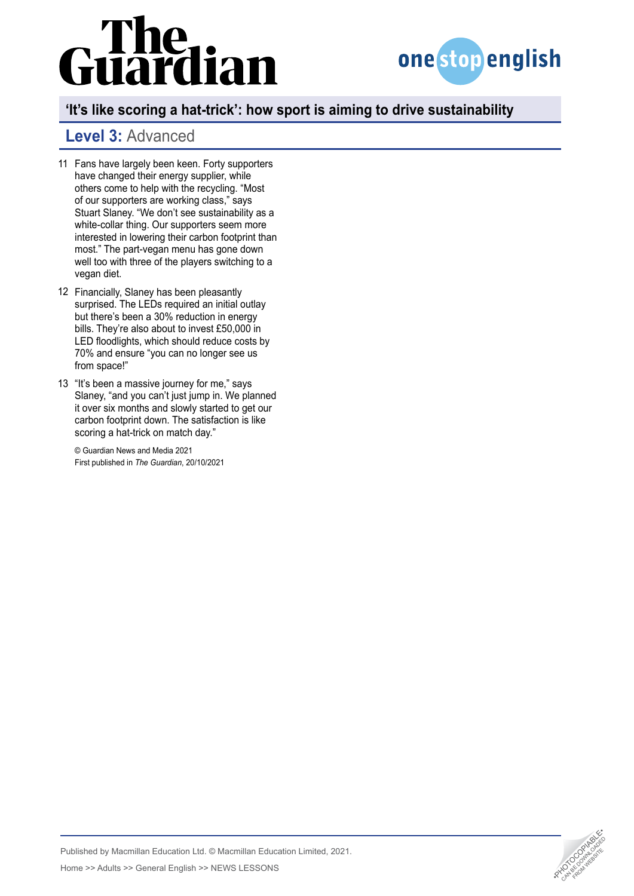11 Fans have largely been keen. Forty supporters have changed their energy supplier, while others come to help with the recycling. "Most of our supporters are working class," says Stuart Slaney. "We don't see sustainability as a white-collar thing. Our supporters seem more interested in lowering their carbon footprint than most." The part-vegan menu has gone down well too with three of the players switching to a vegan diet.

12 Financially, Slaney has been pleasantly surprised. The LEDs required an initial outlay but there's been a 30% reduction in energy bills. They're also about to invest £50,000 in LED floodlights, which should reduce costs by 70% and ensure "you can no longer see us from space!"

13 "It's been a massive journey for me," says Slaney, "and you can't just jump in. We planned it over six months and slowly started to get our carbon footprint down. The satisfaction is like scoring a hat-trick on match day."

© Guardian News and Media 2021
First published in *The Guardian*, 20/10/2021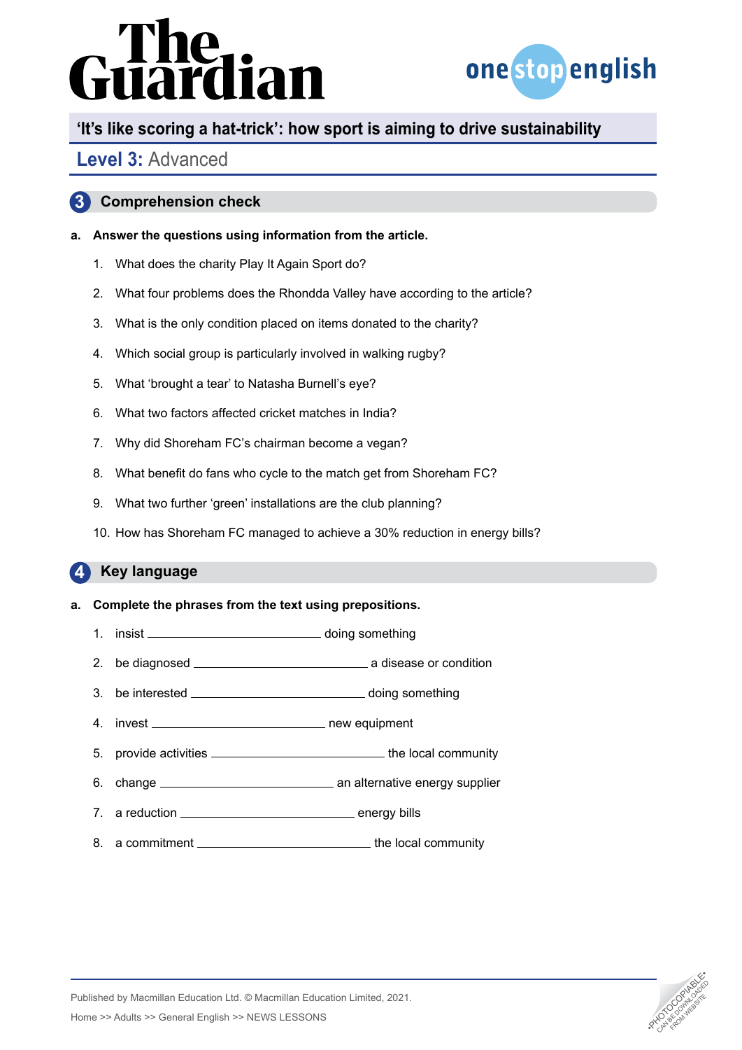## 'It's like scoring a hat-trick': how sport is aiming to drive sustainability

### Level 3: Advanced

## 3 Comprehension check

**a. Answer the questions using information from the article.**

1. What does the charity Play It Again Sport do?
2. What four problems does the Rhondda Valley have according to the article?
3. What is the only condition placed on items donated to the charity?
4. Which social group is particularly involved in walking rugby?
5. What 'brought a tear' to Natasha Burnell's eye?
6. What two factors affected cricket matches in India?
7. Why did Shoreham FC's chairman become a vegan?
8. What benefit do fans who cycle to the match get from Shoreham FC?
9. What two further 'green' installations are the club planning?
10. How has Shoreham FC managed to achieve a 30% reduction in energy bills?

## 4 Key language

**a. Complete the phrases from the text using prepositions.**

1. insist ________________ doing something
2. be diagnosed ________________ a disease or condition
3. be interested ________________ doing something
4. invest ________________ new equipment
5. provide activities ________________ the local community
6. change ________________ an alternative energy supplier
7. a reduction ________________ energy bills
8. a commitment ________________ the local community

Published by Macmillan Education Ltd. © Macmillan Education Limited, 2021.

Home >> Adults >> General English >> NEWS LESSONS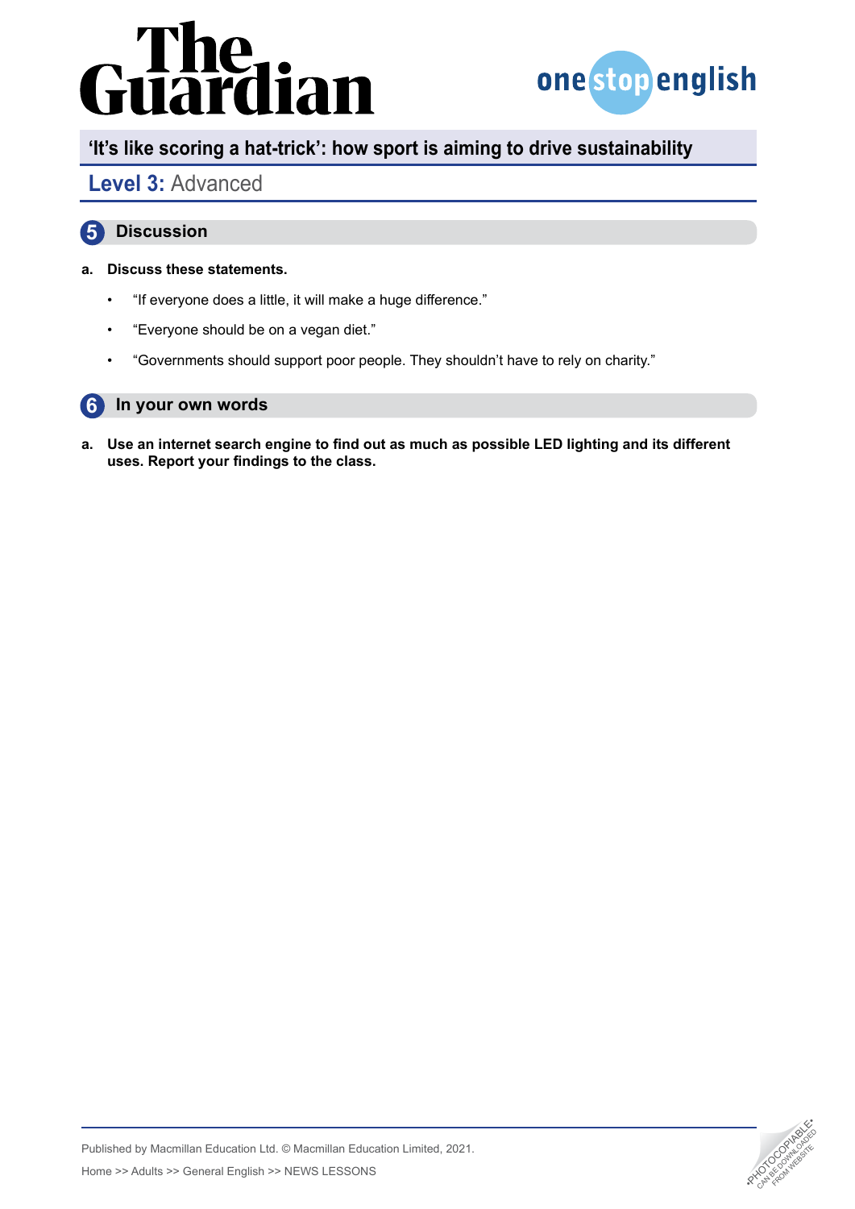## 'It's like scoring a hat-trick': how sport is aiming to drive sustainability

### Level 3: Advanced

## 5 Discussion

**a. Discuss these statements.**

- "If everyone does a little, it will make a huge difference."
- "Everyone should be on a vegan diet."
- "Governments should support poor people. They shouldn't have to rely on charity."

## 6 In your own words

**a. Use an internet search engine to find out as much possible LED lighting and its different uses. Report your findings to the class.**